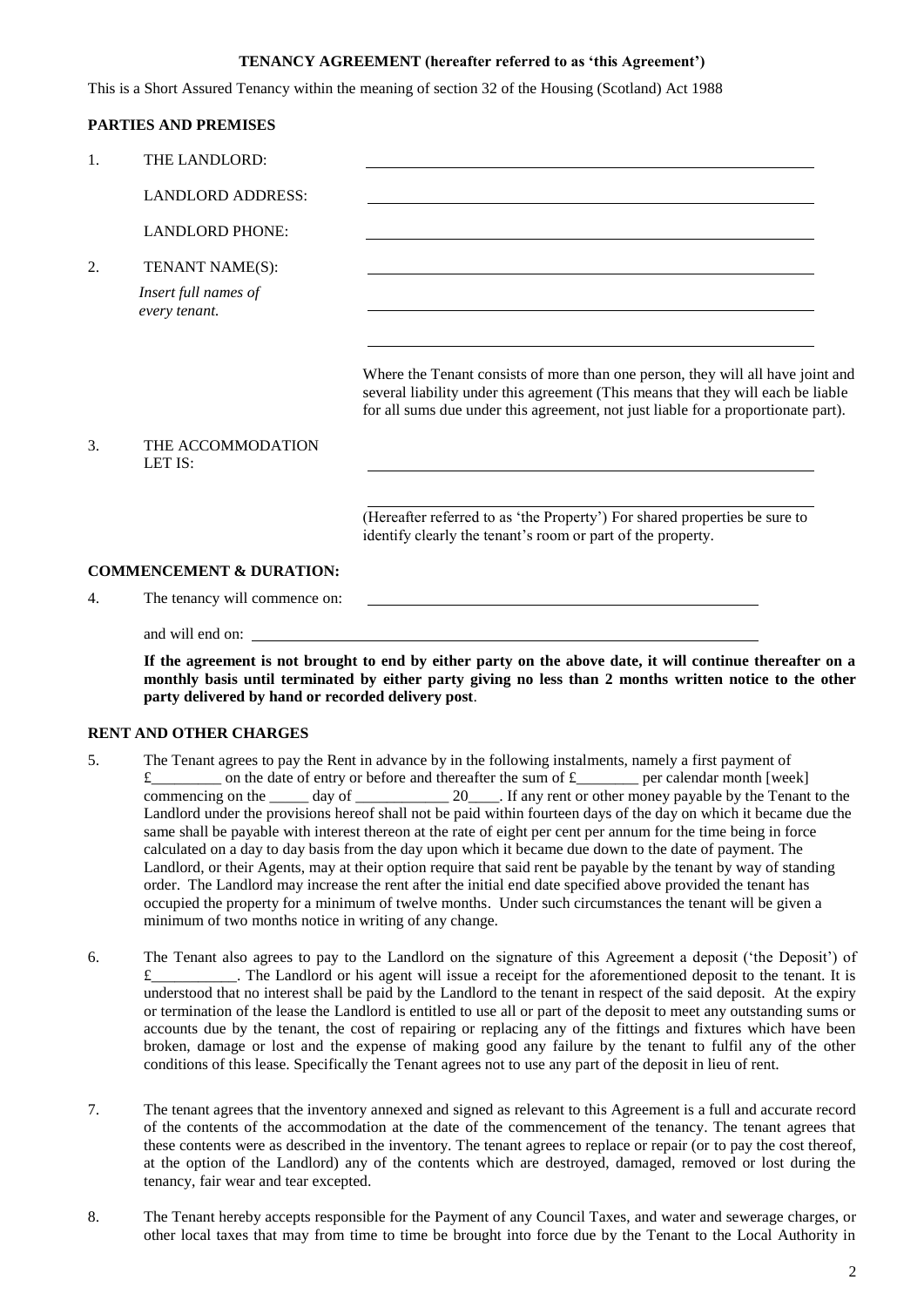**TENANCY AGREEMENT (hereafter referred to as 'this Agreement')**

This is a Short Assured Tenancy within the meaning of section 32 of the Housing (Scotland) Act 1988

**PARTIES AND PREMISES**

1. THE LANDLORD: ______________________________

   LANDLORD ADDRESS: ______________________________

   LANDLORD PHONE: ______________________________

2. TENANT NAME(S): ______________________________

   *Insert full names of every tenant.* ______________________________

   ______________________________

   Where the Tenant consists of more than one person, they will all have joint and several liability under this agreement (This means that they will each be liable for all sums due under this agreement, not just liable for a proportionate part).

3. THE ACCOMMODATION LET IS: ______________________________

   ______________________________

   (Hereafter referred to as 'the Property') For shared properties be sure to identify clearly the tenant's room or part of the property.

**COMMENCEMENT & DURATION:**

4. The tenancy will commence on: ______________________________

   and will end on: ______________________________

   **If the agreement is not brought to end by either party on the above date, it will continue thereafter on a monthly basis until terminated by either party giving no less than 2 months written notice to the other party delivered by hand or recorded delivery post**.

**RENT AND OTHER CHARGES**

5. The Tenant agrees to pay the Rent in advance by in the following instalments, namely a first payment of £_________ on the date of entry or before and thereafter the sum of £________ per calendar month [week] commencing on the _____ day of ____________ 20____. If any rent or other money payable by the Tenant to the Landlord under the provisions hereof shall not be paid within fourteen days of the day on which it became due the same shall be payable with interest thereon at the rate of eight per cent per annum for the time being in force calculated on a day to day basis from the day upon which it became due down to the date of payment. The Landlord, or their Agents, may at their option require that said rent be payable by the tenant by way of standing order. The Landlord may increase the rent after the initial end date specified above provided the tenant has occupied the property for a minimum of twelve months. Under such circumstances the tenant will be given a minimum of two months notice in writing of any change.

6. The Tenant also agrees to pay to the Landlord on the signature of this Agreement a deposit ('the Deposit') of £___________. The Landlord or his agent will issue a receipt for the aforementioned deposit to the tenant. It is understood that no interest shall be paid by the Landlord to the tenant in respect of the said deposit. At the expiry or termination of the lease the Landlord is entitled to use all or part of the deposit to meet any outstanding sums or accounts due by the tenant, the cost of repairing or replacing any of the fittings and fixtures which have been broken, damage or lost and the expense of making good any failure by the tenant to fulfil any of the other conditions of this lease. Specifically the Tenant agrees not to use any part of the deposit in lieu of rent.

7. The tenant agrees that the inventory annexed and signed as relevant to this Agreement is a full and accurate record of the contents of the accommodation at the date of the commencement of the tenancy. The tenant agrees that these contents were as described in the inventory. The tenant agrees to replace or repair (or to pay the cost thereof, at the option of the Landlord) any of the contents which are destroyed, damaged, removed or lost during the tenancy, fair wear and tear excepted.

8. The Tenant hereby accepts responsible for the Payment of any Council Taxes, and water and sewerage charges, or other local taxes that may from time to time be brought into force due by the Tenant to the Local Authority in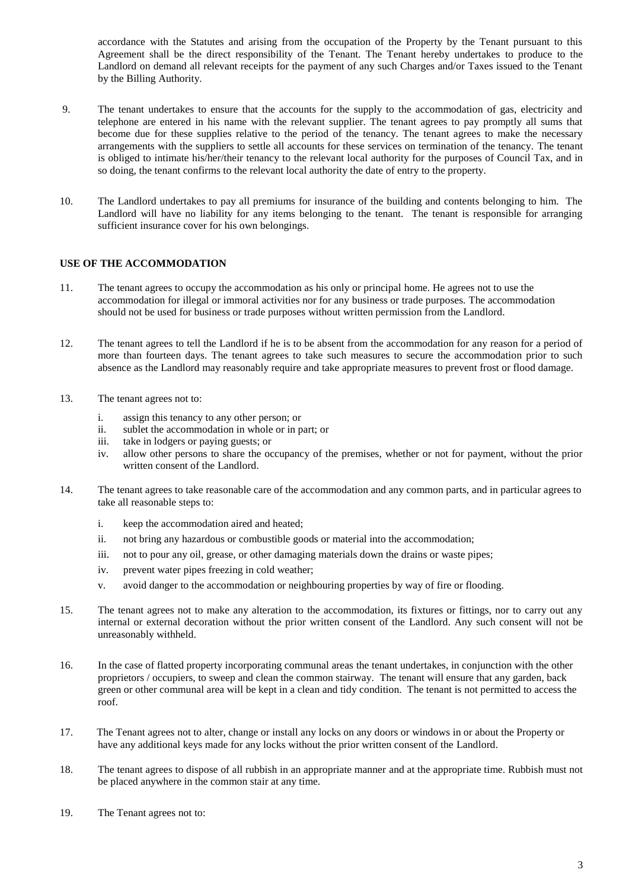accordance with the Statutes and arising from the occupation of the Property by the Tenant pursuant to this Agreement shall be the direct responsibility of the Tenant. The Tenant hereby undertakes to produce to the Landlord on demand all relevant receipts for the payment of any such Charges and/or Taxes issued to the Tenant by the Billing Authority.

9. The tenant undertakes to ensure that the accounts for the supply to the accommodation of gas, electricity and telephone are entered in his name with the relevant supplier. The tenant agrees to pay promptly all sums that become due for these supplies relative to the period of the tenancy. The tenant agrees to make the necessary arrangements with the suppliers to settle all accounts for these services on termination of the tenancy. The tenant is obliged to intimate his/her/their tenancy to the relevant local authority for the purposes of Council Tax, and in so doing, the tenant confirms to the relevant local authority the date of entry to the property.

10. The Landlord undertakes to pay all premiums for insurance of the building and contents belonging to him. The Landlord will have no liability for any items belonging to the tenant. The tenant is responsible for arranging sufficient insurance cover for his own belongings.

**USE OF THE ACCOMMODATION**

11. The tenant agrees to occupy the accommodation as his only or principal home. He agrees not to use the accommodation for illegal or immoral activities nor for any business or trade purposes. The accommodation should not be used for business or trade purposes without written permission from the Landlord.

12. The tenant agrees to tell the Landlord if he is to be absent from the accommodation for any reason for a period of more than fourteen days. The tenant agrees to take such measures to secure the accommodation prior to such absence as the Landlord may reasonably require and take appropriate measures to prevent frost or flood damage.

13. The tenant agrees not to:

    i. assign this tenancy to any other person; or
    ii. sublet the accommodation in whole or in part; or
    iii. take in lodgers or paying guests; or
    iv. allow other persons to share the occupancy of the premises, whether or not for payment, without the prior written consent of the Landlord.

14. The tenant agrees to take reasonable care of the accommodation and any common parts, and in particular agrees to take all reasonable steps to:

    i. keep the accommodation aired and heated;
    ii. not bring any hazardous or combustible goods or material into the accommodation;
    iii. not to pour any oil, grease, or other damaging materials down the drains or waste pipes;
    iv. prevent water pipes freezing in cold weather;
    v. avoid danger to the accommodation or neighbouring properties by way of fire or flooding.

15. The tenant agrees not to make any alteration to the accommodation, its fixtures or fittings, nor to carry out any internal or external decoration without the prior written consent of the Landlord. Any such consent will not be unreasonably withheld.

16. In the case of flatted property incorporating communal areas the tenant undertakes, in conjunction with the other proprietors / occupiers, to sweep and clean the common stairway. The tenant will ensure that any garden, back green or other communal area will be kept in a clean and tidy condition. The tenant is not permitted to access the roof.

17. The Tenant agrees not to alter, change or install any locks on any doors or windows in or about the Property or have any additional keys made for any locks without the prior written consent of the Landlord.

18. The tenant agrees to dispose of all rubbish in an appropriate manner and at the appropriate time. Rubbish must not be placed anywhere in the common stair at any time.

19. The Tenant agrees not to: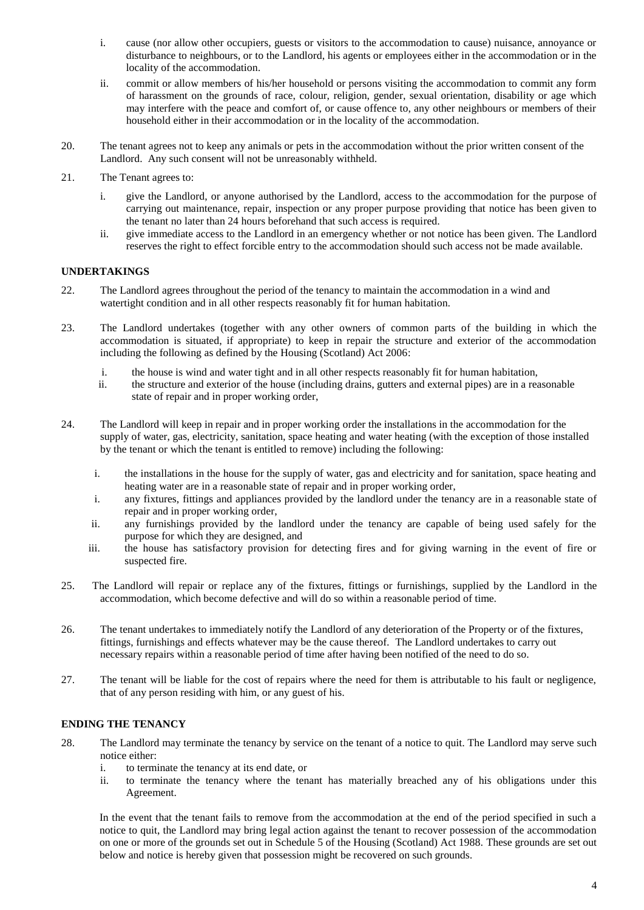i. cause (nor allow other occupiers, guests or visitors to the accommodation to cause) nuisance, annoyance or disturbance to neighbours, or to the Landlord, his agents or employees either in the accommodation or in the locality of the accommodation.

ii. commit or allow members of his/her household or persons visiting the accommodation to commit any form of harassment on the grounds of race, colour, religion, gender, sexual orientation, disability or age which may interfere with the peace and comfort of, or cause offence to, any other neighbours or members of their household either in their accommodation or in the locality of the accommodation.

20. The tenant agrees not to keep any animals or pets in the accommodation without the prior written consent of the Landlord. Any such consent will not be unreasonably withheld.

21. The Tenant agrees to:

i. give the Landlord, or anyone authorised by the Landlord, access to the accommodation for the purpose of carrying out maintenance, repair, inspection or any proper purpose providing that notice has been given to the tenant no later than 24 hours beforehand that such access is required.

ii. give immediate access to the Landlord in an emergency whether or not notice has been given. The Landlord reserves the right to effect forcible entry to the accommodation should such access not be made available.

**UNDERTAKINGS**

22. The Landlord agrees throughout the period of the tenancy to maintain the accommodation in a wind and watertight condition and in all other respects reasonably fit for human habitation.

23. The Landlord undertakes (together with any other owners of common parts of the building in which the accommodation is situated, if appropriate) to keep in repair the structure and exterior of the accommodation including the following as defined by the Housing (Scotland) Act 2006:

i. the house is wind and water tight and in all other respects reasonably fit for human habitation,

ii. the structure and exterior of the house (including drains, gutters and external pipes) are in a reasonable state of repair and in proper working order,

24. The Landlord will keep in repair and in proper working order the installations in the accommodation for the supply of water, gas, electricity, sanitation, space heating and water heating (with the exception of those installed by the tenant or which the tenant is entitled to remove) including the following:

i. the installations in the house for the supply of water, gas and electricity and for sanitation, space heating and heating water are in a reasonable state of repair and in proper working order,

i. any fixtures, fittings and appliances provided by the landlord under the tenancy are in a reasonable state of repair and in proper working order,

ii. any furnishings provided by the landlord under the tenancy are capable of being used safely for the purpose for which they are designed, and

iii. the house has satisfactory provision for detecting fires and for giving warning in the event of fire or suspected fire.

25. The Landlord will repair or replace any of the fixtures, fittings or furnishings, supplied by the Landlord in the accommodation, which become defective and will do so within a reasonable period of time.

26. The tenant undertakes to immediately notify the Landlord of any deterioration of the Property or of the fixtures, fittings, furnishings and effects whatever may be the cause thereof. The Landlord undertakes to carry out necessary repairs within a reasonable period of time after having been notified of the need to do so.

27. The tenant will be liable for the cost of repairs where the need for them is attributable to his fault or negligence, that of any person residing with him, or any guest of his.

**ENDING THE TENANCY**

28. The Landlord may terminate the tenancy by service on the tenant of a notice to quit. The Landlord may serve such notice either:

i. to terminate the tenancy at its end date, or

ii. to terminate the tenancy where the tenant has materially breached any of his obligations under this Agreement.

In the event that the tenant fails to remove from the accommodation at the end of the period specified in such a notice to quit, the Landlord may bring legal action against the tenant to recover possession of the accommodation on one or more of the grounds set out in Schedule 5 of the Housing (Scotland) Act 1988. These grounds are set out below and notice is hereby given that possession might be recovered on such grounds.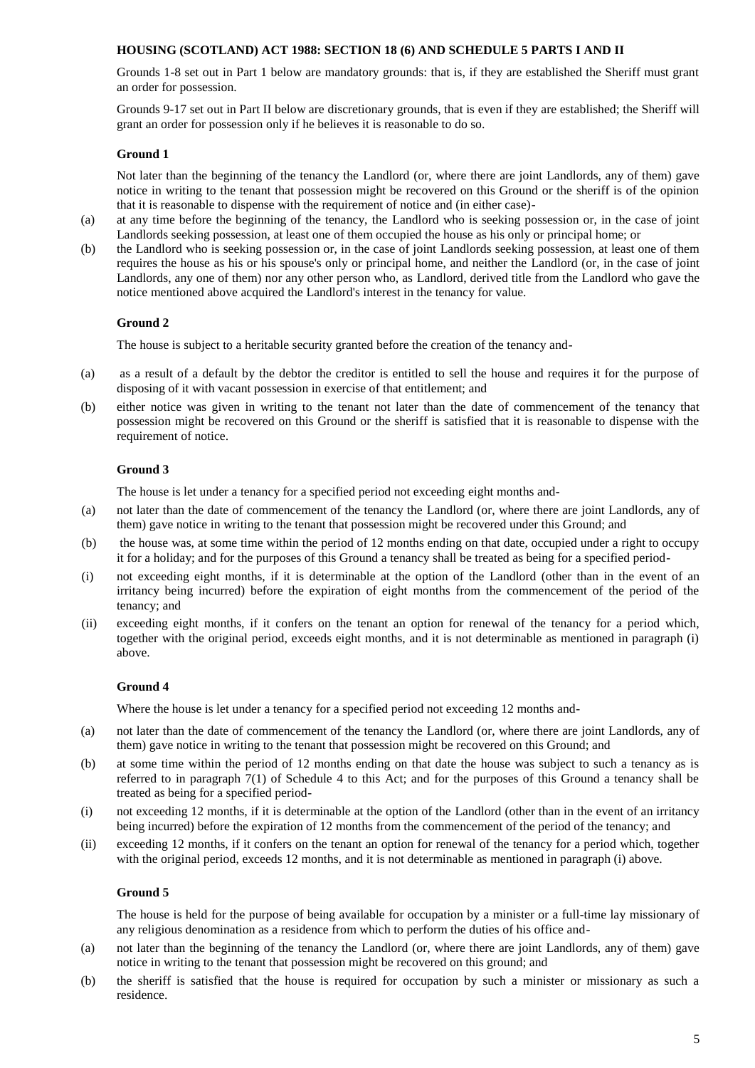**HOUSING (SCOTLAND) ACT 1988: SECTION 18 (6) AND SCHEDULE 5 PARTS I AND II**

Grounds 1-8 set out in Part 1 below are mandatory grounds: that is, if they are established the Sheriff must grant an order for possession.

Grounds 9-17 set out in Part II below are discretionary grounds, that is even if they are established; the Sheriff will grant an order for possession only if he believes it is reasonable to do so.

**Ground 1**

Not later than the beginning of the tenancy the Landlord (or, where there are joint Landlords, any of them) gave notice in writing to the tenant that possession might be recovered on this Ground or the sheriff is of the opinion that it is reasonable to dispense with the requirement of notice and (in either case)-

(a) at any time before the beginning of the tenancy, the Landlord who is seeking possession or, in the case of joint Landlords seeking possession, at least one of them occupied the house as his only or principal home; or

(b) the Landlord who is seeking possession or, in the case of joint Landlords seeking possession, at least one of them requires the house as his or his spouse's only or principal home, and neither the Landlord (or, in the case of joint Landlords, any one of them) nor any other person who, as Landlord, derived title from the Landlord who gave the notice mentioned above acquired the Landlord's interest in the tenancy for value.

**Ground 2**

The house is subject to a heritable security granted before the creation of the tenancy and-

(a) as a result of a default by the debtor the creditor is entitled to sell the house and requires it for the purpose of disposing of it with vacant possession in exercise of that entitlement; and

(b) either notice was given in writing to the tenant not later than the date of commencement of the tenancy that possession might be recovered on this Ground or the sheriff is satisfied that it is reasonable to dispense with the requirement of notice.

**Ground 3**

The house is let under a tenancy for a specified period not exceeding eight months and-

(a) not later than the date of commencement of the tenancy the Landlord (or, where there are joint Landlords, any of them) gave notice in writing to the tenant that possession might be recovered under this Ground; and

(b) the house was, at some time within the period of 12 months ending on that date, occupied under a right to occupy it for a holiday; and for the purposes of this Ground a tenancy shall be treated as being for a specified period-

(i) not exceeding eight months, if it is determinable at the option of the Landlord (other than in the event of an irritancy being incurred) before the expiration of eight months from the commencement of the period of the tenancy; and

(ii) exceeding eight months, if it confers on the tenant an option for renewal of the tenancy for a period which, together with the original period, exceeds eight months, and it is not determinable as mentioned in paragraph (i) above.

**Ground 4**

Where the house is let under a tenancy for a specified period not exceeding 12 months and-

(a) not later than the date of commencement of the tenancy the Landlord (or, where there are joint Landlords, any of them) gave notice in writing to the tenant that possession might be recovered on this Ground; and

(b) at some time within the period of 12 months ending on that date the house was subject to such a tenancy as is referred to in paragraph 7(1) of Schedule 4 to this Act; and for the purposes of this Ground a tenancy shall be treated as being for a specified period-

(i) not exceeding 12 months, if it is determinable at the option of the Landlord (other than in the event of an irritancy being incurred) before the expiration of 12 months from the commencement of the period of the tenancy; and

(ii) exceeding 12 months, if it confers on the tenant an option for renewal of the tenancy for a period which, together with the original period, exceeds 12 months, and it is not determinable as mentioned in paragraph (i) above.

**Ground 5**

The house is held for the purpose of being available for occupation by a minister or a full-time lay missionary of any religious denomination as a residence from which to perform the duties of his office and-

(a) not later than the beginning of the tenancy the Landlord (or, where there are joint Landlords, any of them) gave notice in writing to the tenant that possession might be recovered on this ground; and

(b) the sheriff is satisfied that the house is required for occupation by such a minister or missionary as such a residence.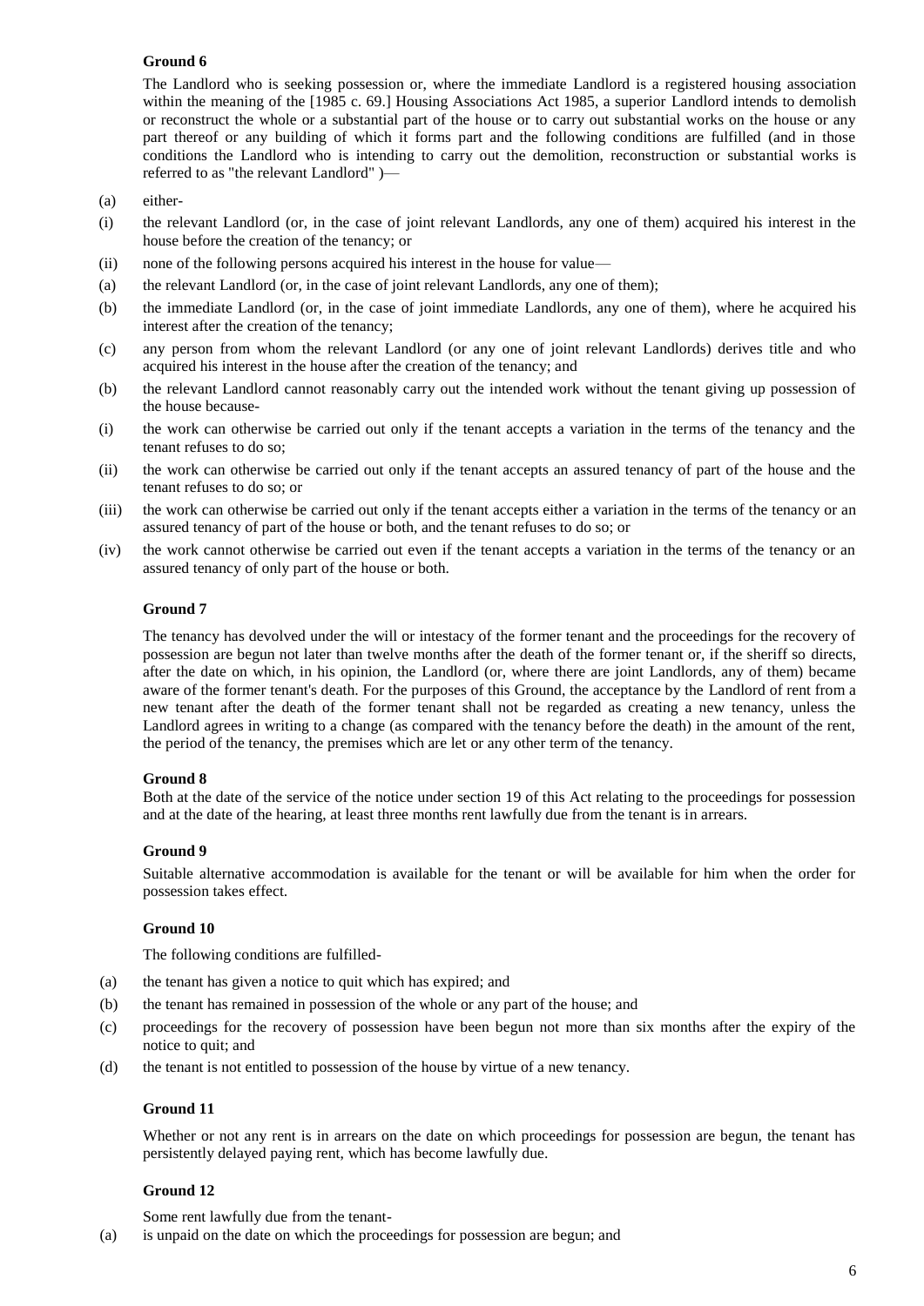**Ground 6**

The Landlord who is seeking possession or, where the immediate Landlord is a registered housing association within the meaning of the [1985 c. 69.] Housing Associations Act 1985, a superior Landlord intends to demolish or reconstruct the whole or a substantial part of the house or to carry out substantial works on the house or any part thereof or any building of which it forms part and the following conditions are fulfilled (and in those conditions the Landlord who is intending to carry out the demolition, reconstruction or substantial works is referred to as "the relevant Landlord" )—

(a) either-

(i) the relevant Landlord (or, in the case of joint relevant Landlords, any one of them) acquired his interest in the house before the creation of the tenancy; or

(ii) none of the following persons acquired his interest in the house for value—

(a) the relevant Landlord (or, in the case of joint relevant Landlords, any one of them);

(b) the immediate Landlord (or, in the case of joint immediate Landlords, any one of them), where he acquired his interest after the creation of the tenancy;

(c) any person from whom the relevant Landlord (or any one of joint relevant Landlords) derives title and who acquired his interest in the house after the creation of the tenancy; and

(b) the relevant Landlord cannot reasonably carry out the intended work without the tenant giving up possession of the house because-

(i) the work can otherwise be carried out only if the tenant accepts a variation in the terms of the tenancy and the tenant refuses to do so;

(ii) the work can otherwise be carried out only if the tenant accepts an assured tenancy of part of the house and the tenant refuses to do so; or

(iii) the work can otherwise be carried out only if the tenant accepts either a variation in the terms of the tenancy or an assured tenancy of part of the house or both, and the tenant refuses to do so; or

(iv) the work cannot otherwise be carried out even if the tenant accepts a variation in the terms of the tenancy or an assured tenancy of only part of the house or both.

**Ground 7**

The tenancy has devolved under the will or intestacy of the former tenant and the proceedings for the recovery of possession are begun not later than twelve months after the death of the former tenant or, if the sheriff so directs, after the date on which, in his opinion, the Landlord (or, where there are joint Landlords, any of them) became aware of the former tenant's death. For the purposes of this Ground, the acceptance by the Landlord of rent from a new tenant after the death of the former tenant shall not be regarded as creating a new tenancy, unless the Landlord agrees in writing to a change (as compared with the tenancy before the death) in the amount of the rent, the period of the tenancy, the premises which are let or any other term of the tenancy.

**Ground 8**

Both at the date of the service of the notice under section 19 of this Act relating to the proceedings for possession and at the date of the hearing, at least three months rent lawfully due from the tenant is in arrears.

**Ground 9**

Suitable alternative accommodation is available for the tenant or will be available for him when the order for possession takes effect.

**Ground 10**

The following conditions are fulfilled-

(a) the tenant has given a notice to quit which has expired; and

(b) the tenant has remained in possession of the whole or any part of the house; and

(c) proceedings for the recovery of possession have been begun not more than six months after the expiry of the notice to quit; and

(d) the tenant is not entitled to possession of the house by virtue of a new tenancy.

**Ground 11**

Whether or not any rent is in arrears on the date on which proceedings for possession are begun, the tenant has persistently delayed paying rent, which has become lawfully due.

**Ground 12**

Some rent lawfully due from the tenant-

(a) is unpaid on the date on which the proceedings for possession are begun; and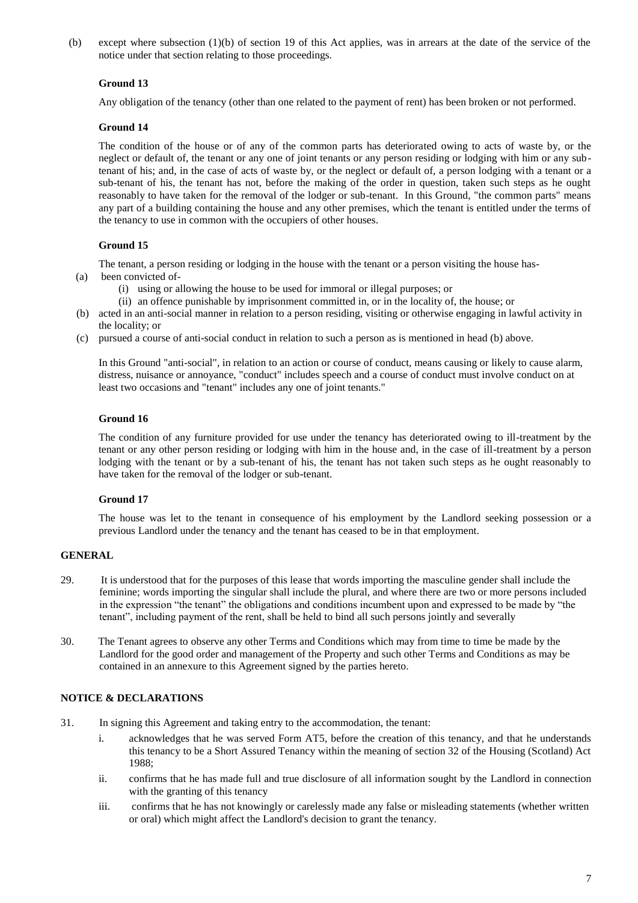(b) except where subsection (1)(b) of section 19 of this Act applies, was in arrears at the date of the service of the notice under that section relating to those proceedings.

**Ground 13**

Any obligation of the tenancy (other than one related to the payment of rent) has been broken or not performed.

**Ground 14**

The condition of the house or of any of the common parts has deteriorated owing to acts of waste by, or the neglect or default of, the tenant or any one of joint tenants or any person residing or lodging with him or any sub-tenant of his; and, in the case of acts of waste by, or the neglect or default of, a person lodging with a tenant or a sub-tenant of his, the tenant has not, before the making of the order in question, taken such steps as he ought reasonably to have taken for the removal of the lodger or sub-tenant. In this Ground, "the common parts" means any part of a building containing the house and any other premises, which the tenant is entitled under the terms of the tenancy to use in common with the occupiers of other houses.

**Ground 15**

The tenant, a person residing or lodging in the house with the tenant or a person visiting the house has-

(a) been convicted of-
   (i) using or allowing the house to be used for immoral or illegal purposes; or
   (ii) an offence punishable by imprisonment committed in, or in the locality of, the house; or

(b) acted in an anti-social manner in relation to a person residing, visiting or otherwise engaging in lawful activity in the locality; or

(c) pursued a course of anti-social conduct in relation to such a person as is mentioned in head (b) above.

In this Ground "anti-social", in relation to an action or course of conduct, means causing or likely to cause alarm, distress, nuisance or annoyance, "conduct" includes speech and a course of conduct must involve conduct on at least two occasions and "tenant" includes any one of joint tenants."

**Ground 16**

The condition of any furniture provided for use under the tenancy has deteriorated owing to ill-treatment by the tenant or any other person residing or lodging with him in the house and, in the case of ill-treatment by a person lodging with the tenant or by a sub-tenant of his, the tenant has not taken such steps as he ought reasonably to have taken for the removal of the lodger or sub-tenant.

**Ground 17**

The house was let to the tenant in consequence of his employment by the Landlord seeking possession or a previous Landlord under the tenancy and the tenant has ceased to be in that employment.

**GENERAL**

29. It is understood that for the purposes of this lease that words importing the masculine gender shall include the feminine; words importing the singular shall include the plural, and where there are two or more persons included in the expression "the tenant" the obligations and conditions incumbent upon and expressed to be made by "the tenant", including payment of the rent, shall be held to bind all such persons jointly and severally

30. The Tenant agrees to observe any other Terms and Conditions which may from time to time be made by the Landlord for the good order and management of the Property and such other Terms and Conditions as may be contained in an annexure to this Agreement signed by the parties hereto.

**NOTICE & DECLARATIONS**

31. In signing this Agreement and taking entry to the accommodation, the tenant:

   i. acknowledges that he was served Form AT5, before the creation of this tenancy, and that he understands this tenancy to be a Short Assured Tenancy within the meaning of section 32 of the Housing (Scotland) Act 1988;

   ii. confirms that he has made full and true disclosure of all information sought by the Landlord in connection with the granting of this tenancy

   iii. confirms that he has not knowingly or carelessly made any false or misleading statements (whether written or oral) which might affect the Landlord's decision to grant the tenancy.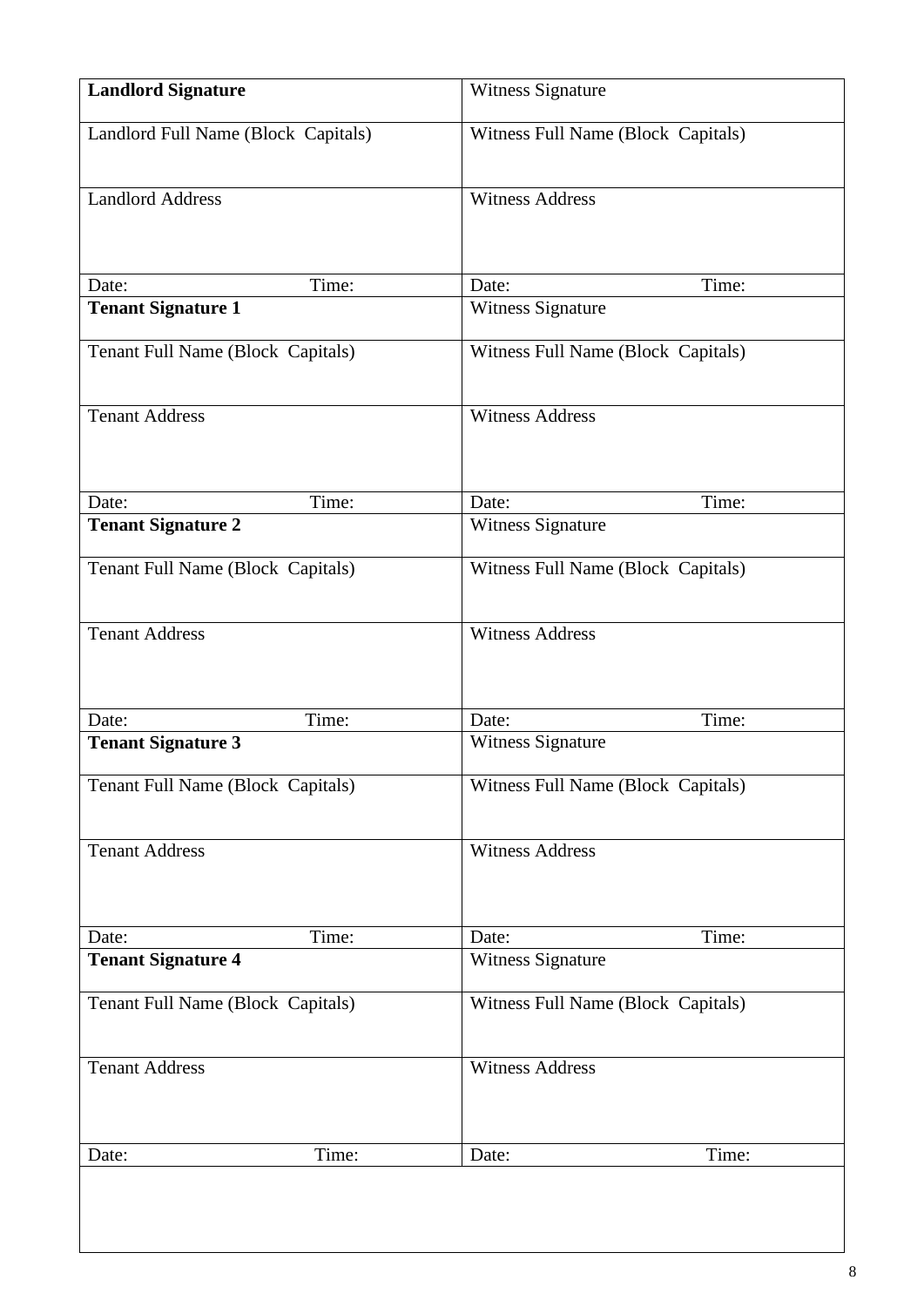| **Landlord Signature** | Witness Signature |
|---|---|
| Landlord Full Name (Block Capitals) | Witness Full Name (Block Capitals) |
| Landlord Address | Witness Address |
| Date: Time: | Date: Time: |
| **Tenant Signature 1** | Witness Signature |
| Tenant Full Name (Block Capitals) | Witness Full Name (Block Capitals) |
| Tenant Address | Witness Address |
| Date: Time: | Date: Time: |
| **Tenant Signature 2** | Witness Signature |
| Tenant Full Name (Block Capitals) | Witness Full Name (Block Capitals) |
| Tenant Address | Witness Address |
| Date: Time: | Date: Time: |
| **Tenant Signature 3** | Witness Signature |
| Tenant Full Name (Block Capitals) | Witness Full Name (Block Capitals) |
| Tenant Address | Witness Address |
| Date: Time: | Date: Time: |
| **Tenant Signature 4** | Witness Signature |
| Tenant Full Name (Block Capitals) | Witness Full Name (Block Capitals) |
| Tenant Address | Witness Address |
| Date: Time: | Date: Time: |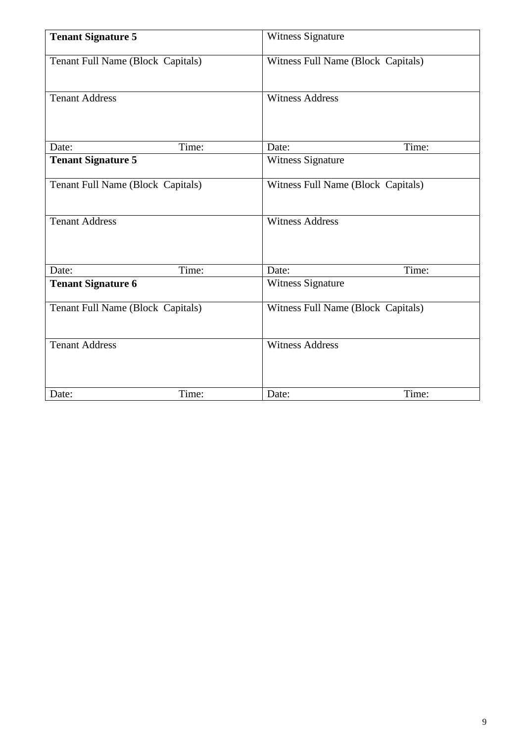| | |
|---|---|
| **Tenant Signature 5** | Witness Signature |
| Tenant Full Name (Block Capitals) | Witness Full Name (Block Capitals) |
| Tenant Address | Witness Address |
| Date: Time: | Date: Time: |
| **Tenant Signature 5** | Witness Signature |
| Tenant Full Name (Block Capitals) | Witness Full Name (Block Capitals) |
| Tenant Address | Witness Address |
| Date: Time: | Date: Time: |
| **Tenant Signature 6** | Witness Signature |
| Tenant Full Name (Block Capitals) | Witness Full Name (Block Capitals) |
| Tenant Address | Witness Address |
| Date: Time: | Date: Time: |